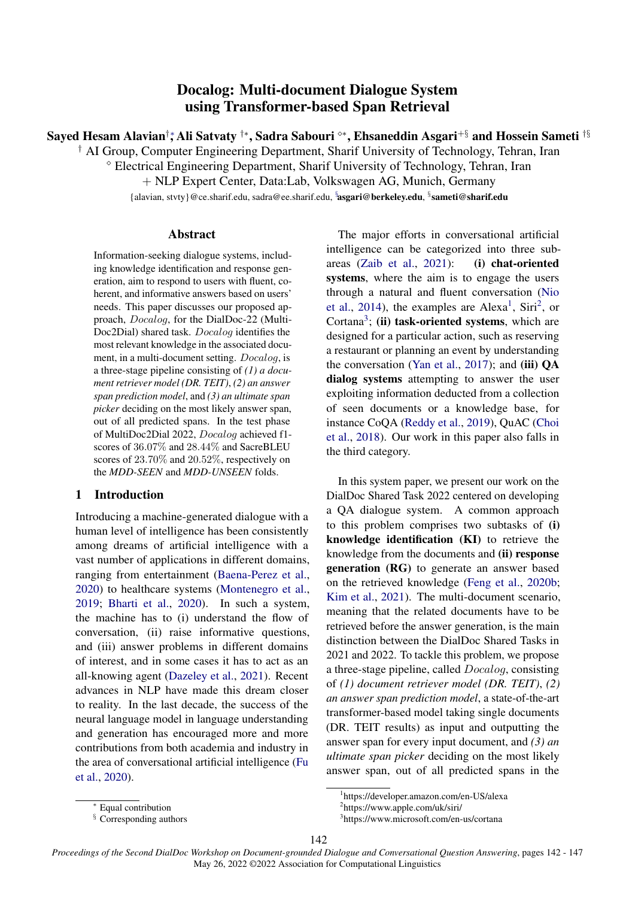# Docalog: Multi-document Dialogue System using Transformer-based Span Retrieval

**Sayed Hesam Alavian**[†*] **, Ali Satvaty** [†*] **, Sadra Sabouri** [⋄*] **, Ehsaneddin Asgari**[+§] **and Hossein Sameti** [†§]

[†] AI Group, Computer Engineering Department, Sharif University of Technology, Tehran, Iran

[⋄] Electrical Engineering Department, Sharif University of Technology, Tehran, Iran

+ NLP Expert Center, Data:Lab, Volkswagen AG, Munich, Germany

{alavian, stvty}@ce.sharif.edu, sadra@ee.sharif.edu, [§]**asgari@berkeley.edu**, [§]**sameti@sharif.edu**

## Abstract

Information-seeking dialogue systems, including knowledge identification and response generation, aim to respond to users with fluent, coherent, and informative answers based on users' needs. This paper discusses our proposed approach, *Docalog*, for the DialDoc-22 (MultiDoc2Dial) shared task. *Docalog* identifies the most relevant knowledge in the associated document, in a multi-document setting. *Docalog*, is a three-stage pipeline consisting of *(1) a document retriever model (DR. TEIT)*, *(2) an answer span prediction model*, and *(3) an ultimate span picker* deciding on the most likely answer span, out of all predicted spans. In the test phase of MultiDoc2Dial 2022, *Docalog* achieved f1-scores of 36.07% and 28.44% and SacreBLEU scores of 23.70% and 20.52%, respectively on the *MDD-SEEN* and *MDD-UNSEEN* folds.

## 1 Introduction

Introducing a machine-generated dialogue with a human level of intelligence has been consistently among dreams of artificial intelligence with a vast number of applications in different domains, ranging from entertainment (Baena-Perez et al., 2020) to healthcare systems (Montenegro et al., 2019; Bharti et al., 2020). In such a system, the machine has to (i) understand the flow of conversation, (ii) raise informative questions, and (iii) answer problems in different domains of interest, and in some cases it has to act as an all-knowing agent (Dazeley et al., 2021). Recent advances in NLP have made this dream closer to reality. In the last decade, the success of the neural language model in language understanding and generation has encouraged more and more contributions from both academia and industry in the area of conversational artificial intelligence (Fu et al., 2020).

The major efforts in conversational artificial intelligence can be categorized into three sub-areas (Zaib et al., 2021): **(i) chat-oriented systems**, where the aim is to engage the users through a natural and fluent conversation (Nio et al., 2014), the examples are Alexa[1], Siri[2], or Cortana[3]; **(ii) task-oriented systems**, which are designed for a particular action, such as reserving a restaurant or planning an event by understanding the conversation (Yan et al., 2017); and **(iii) QA dialog systems** attempting to answer the user exploiting information deducted from a collection of seen documents or a knowledge base, for instance CoQA (Reddy et al., 2019), QuAC (Choi et al., 2018). Our work in this paper also falls in the third category.

In this system paper, we present our work on the DialDoc Shared Task 2022 centered on developing a QA dialogue system. A common approach to this problem comprises two subtasks of **(i) knowledge identification (KI)** to retrieve the knowledge from the documents and **(ii) response generation (RG)** to generate an answer based on the retrieved knowledge (Feng et al., 2020b; Kim et al., 2021). The multi-document scenario, meaning that the related documents have to be retrieved before the answer generation, is the main distinction between the DialDoc Shared Tasks in 2021 and 2022. To tackle this problem, we propose a three-stage pipeline, called *Docalog*, consisting of *(1) document retriever model (DR. TEIT)*, *(2) an answer span prediction model*, a state-of-the-art transformer-based model taking single documents (DR. TEIT results) as input and outputting the answer span for every input document, and *(3) an ultimate span picker* deciding on the most likely answer span, out of all predicted spans in the

[*] Equal contribution

[§] Corresponding authors

[1] https://developer.amazon.com/en-US/alexa

[2] https://www.apple.com/uk/siri/

[3] https://www.microsoft.com/en-us/cortana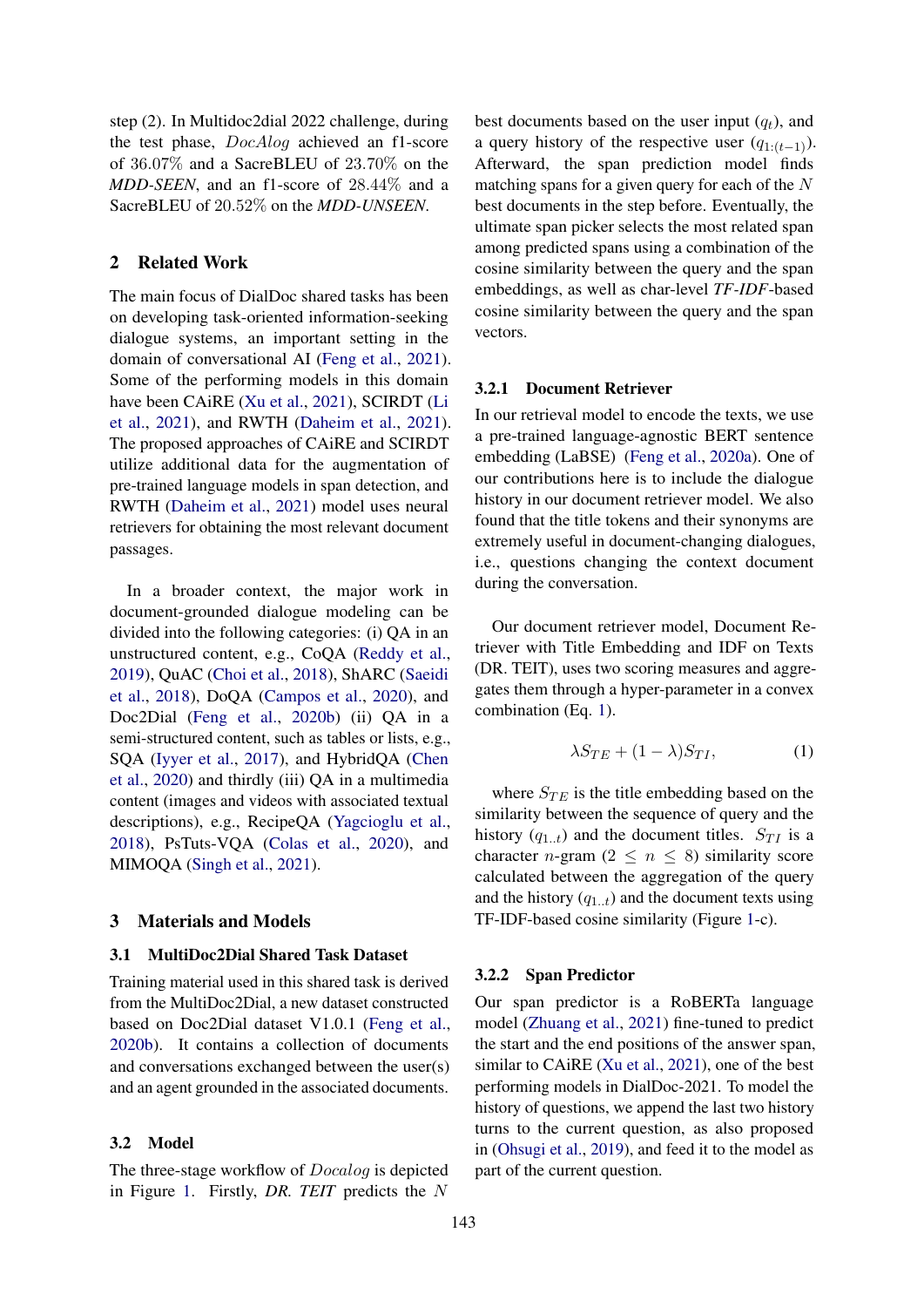step (2). In Multidoc2dial 2022 challenge, during the test phase, *DocAlog* achieved an f1-score of 36.07% and a SacreBLEU of 23.70% on the *MDD-SEEN*, and an f1-score of 28.44% and a SacreBLEU of 20.52% on the *MDD-UNSEEN*.

## 2 Related Work

The main focus of DialDoc shared tasks has been on developing task-oriented information-seeking dialogue systems, an important setting in the domain of conversational AI (Feng et al., 2021). Some of the performing models in this domain have been CAiRE (Xu et al., 2021), SCIRDT (Li et al., 2021), and RWTH (Daheim et al., 2021). The proposed approaches of CAiRE and SCIRDT utilize additional data for the augmentation of pre-trained language models in span detection, and RWTH (Daheim et al., 2021) model uses neural retrievers for obtaining the most relevant document passages.

In a broader context, the major work in document-grounded dialogue modeling can be divided into the following categories: (i) QA in an unstructured content, e.g., CoQA (Reddy et al., 2019), QuAC (Choi et al., 2018), ShARC (Saeidi et al., 2018), DoQA (Campos et al., 2020), and Doc2Dial (Feng et al., 2020b) (ii) QA in a semi-structured content, such as tables or lists, e.g., SQA (Iyyer et al., 2017), and HybridQA (Chen et al., 2020) and thirdly (iii) QA in a multimedia content (images and videos with associated textual descriptions), e.g., RecipeQA (Yagcioglu et al., 2018), PsTuts-VQA (Colas et al., 2020), and MIMOQA (Singh et al., 2021).

## 3 Materials and Models

### 3.1 MultiDoc2Dial Shared Task Dataset

Training material used in this shared task is derived from the MultiDoc2Dial, a new dataset constructed based on Doc2Dial dataset V1.0.1 (Feng et al., 2020b). It contains a collection of documents and conversations exchanged between the user(s) and an agent grounded in the associated documents.

### 3.2 Model

The three-stage workflow of *Docalog* is depicted in Figure 1. Firstly, *DR. TEIT* predicts the $N$ best documents based on the user input ($q_t$), and a query history of the respective user ($q_{1:(t-1)}$). Afterward, the span prediction model finds matching spans for a given query for each of the $N$ best documents in the step before. Eventually, the ultimate span picker selects the most related span among predicted spans using a combination of the cosine similarity between the query and the span embeddings, as well as char-level *TF-IDF*-based cosine similarity between the query and the span vectors.

#### 3.2.1 Document Retriever

In our retrieval model to encode the texts, we use a pre-trained language-agnostic BERT sentence embedding (LaBSE) (Feng et al., 2020a). One of our contributions here is to include the dialogue history in our document retriever model. We also found that the title tokens and their synonyms are extremely useful in document-changing dialogues, i.e., questions changing the context document during the conversation.

Our document retriever model, Document Retriever with Title Embedding and IDF on Texts (DR. TEIT), uses two scoring measures and aggregates them through a hyper-parameter in a convex combination (Eq. 1).

$$\lambda S_{TE} + (1 - \lambda) S_{TI}, \tag{1}$$

where $S_{TE}$ is the title embedding based on the similarity between the sequence of query and the history ($q_{1..t}$) and the document titles. $S_{TI}$ is a character $n$-gram ($2 \leq n \leq 8$) similarity score calculated between the aggregation of the query and the history ($q_{1..t}$) and the document texts using TF-IDF-based cosine similarity (Figure 1-c).

#### 3.2.2 Span Predictor

Our span predictor is a RoBERTa language model (Zhuang et al., 2021) fine-tuned to predict the start and the end positions of the answer span, similar to CAiRE (Xu et al., 2021), one of the best performing models in DialDoc-2021. To model the history of questions, we append the last two history turns to the current question, as also proposed in (Ohsugi et al., 2019), and feed it to the model as part of the current question.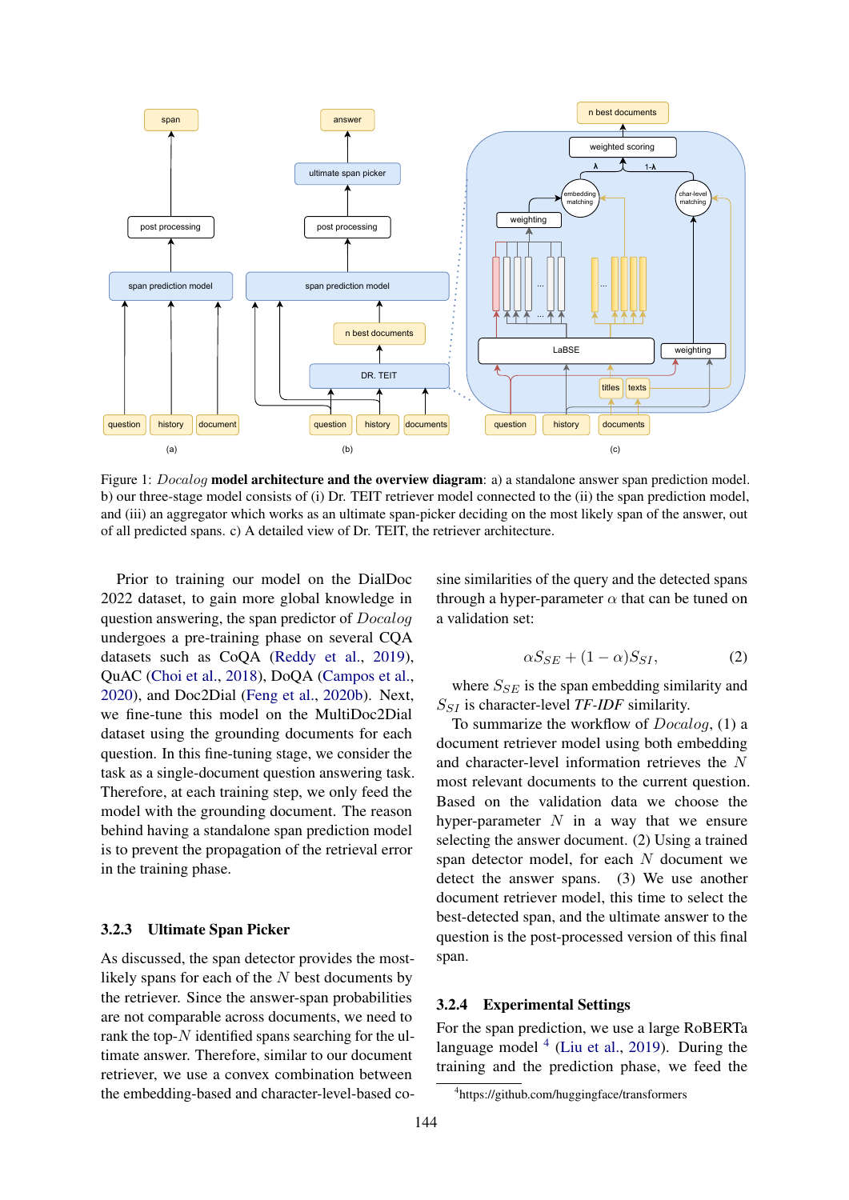Figure 1: *Docalog* **model architecture and the overview diagram**: a) a standalone answer span prediction model. b) our three-stage model consists of (i) Dr. TEIT retriever model connected to the (ii) the span prediction model, and (iii) an aggregator which works as an ultimate span-picker deciding on the most likely span of the answer, out of all predicted spans. c) A detailed view of Dr. TEIT, the retriever architecture.

Prior to training our model on the DialDoc 2022 dataset, to gain more global knowledge in question answering, the span predictor of *Docalog* undergoes a pre-training phase on several CQA datasets such as CoQA (Reddy et al., 2019), QuAC (Choi et al., 2018), DoQA (Campos et al., 2020), and Doc2Dial (Feng et al., 2020b). Next, we fine-tune this model on the MultiDoc2Dial dataset using the grounding documents for each question. In this fine-tuning stage, we consider the task as a single-document question answering task. Therefore, at each training step, we only feed the model with the grounding document. The reason behind having a standalone span prediction model is to prevent the propagation of the retrieval error in the training phase.

### 3.2.3 Ultimate Span Picker

As discussed, the span detector provides the most-likely spans for each of the $N$ best documents by the retriever. Since the answer-span probabilities are not comparable across documents, we need to rank the top-$N$ identified spans searching for the ultimate answer. Therefore, similar to our document retriever, we use a convex combination between the embedding-based and character-level-based cosine similarities of the query and the detected spans through a hyper-parameter $\alpha$ that can be tuned on a validation set:

$$\alpha S_{SE} + (1 - \alpha) S_{SI}, \tag{2}$$

where $S_{SE}$ is the span embedding similarity and $S_{SI}$ is character-level *TF-IDF* similarity.

To summarize the workflow of *Docalog*, (1) a document retriever model using both embedding and character-level information retrieves the $N$ most relevant documents to the current question. Based on the validation data we choose the hyper-parameter $N$ in a way that we ensure selecting the answer document. (2) Using a trained span detector model, for each $N$ document we detect the answer spans. (3) We use another document retriever model, this time to select the best-detected span, and the ultimate answer to the question is the post-processed version of this final span.

### 3.2.4 Experimental Settings

For the span prediction, we use a large RoBERTa language model [4] (Liu et al., 2019). During the training and the prediction phase, we feed the

[4]https://github.com/huggingface/transformers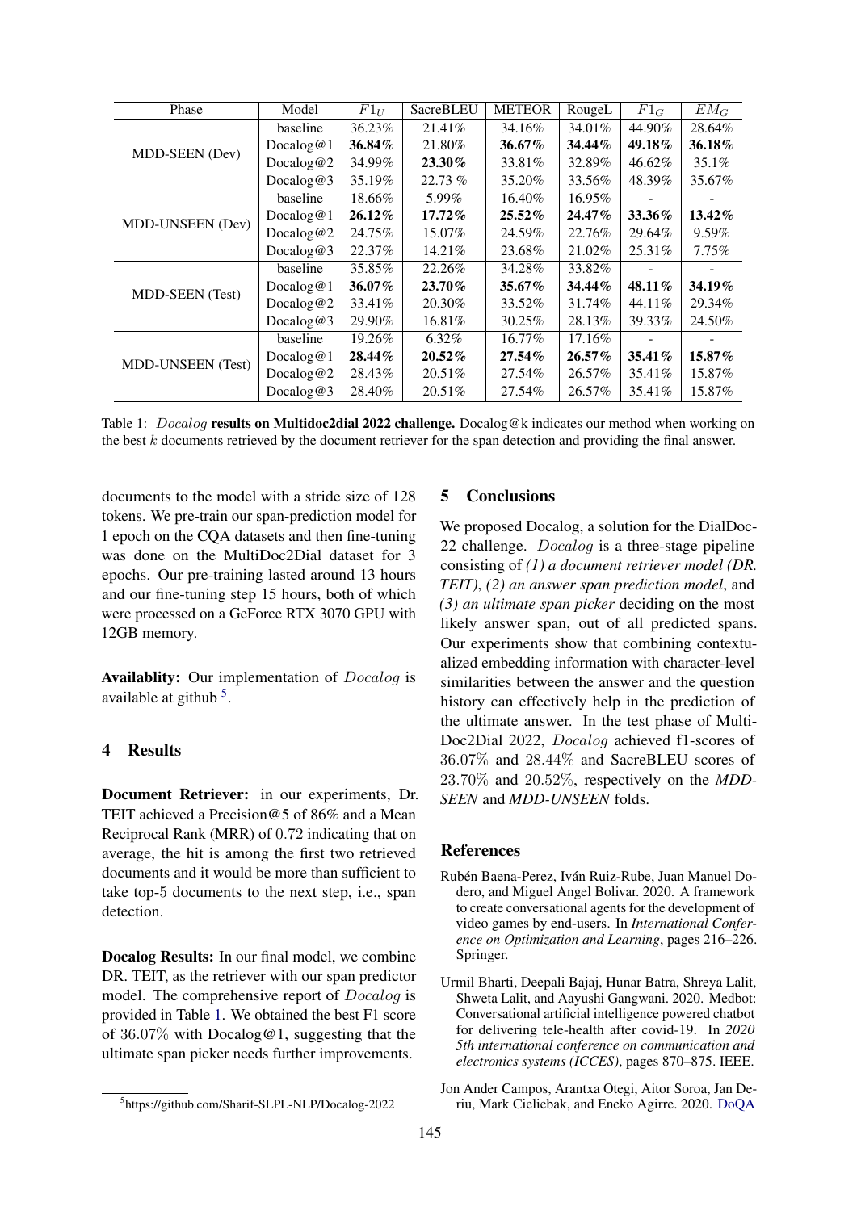| Phase | Model | $F1_U$ | SacreBLEU | METEOR | RougeL | $F1_G$ | $EM_G$ |
|---|---|---|---|---|---|---|---|
| MDD-SEEN (Dev) | baseline | 36.23% | 21.41% | 34.16% | 34.01% | 44.90% | 28.64% |
| | Docalog@1 | **36.84%** | 21.80% | **36.67%** | **34.44%** | **49.18%** | **36.18%** |
| | Docalog@2 | 34.99% | **23.30%** | 33.81% | 32.89% | 46.62% | 35.1% |
| | Docalog@3 | 35.19% | 22.73 % | 35.20% | 33.56% | 48.39% | 35.67% |
| MDD-UNSEEN (Dev) | baseline | 18.66% | 5.99% | 16.40% | 16.95% | - | - |
| | Docalog@1 | **26.12%** | **17.72%** | **25.52%** | **24.47%** | **33.36%** | **13.42%** |
| | Docalog@2 | 24.75% | 15.07% | 24.59% | 22.76% | 29.64% | 9.59% |
| | Docalog@3 | 22.37% | 14.21% | 23.68% | 21.02% | 25.31% | 7.75% |
| MDD-SEEN (Test) | baseline | 35.85% | 22.26% | 34.28% | 33.82% | - | - |
| | Docalog@1 | **36.07%** | **23.70%** | **35.67%** | **34.44%** | **48.11%** | **34.19%** |
| | Docalog@2 | 33.41% | 20.30% | 33.52% | 31.74% | 44.11% | 29.34% |
| | Docalog@3 | 29.90% | 16.81% | 30.25% | 28.13% | 39.33% | 24.50% |
| MDD-UNSEEN (Test) | baseline | 19.26% | 6.32% | 16.77% | 17.16% | - | - |
| | Docalog@1 | **28.44%** | **20.52%** | **27.54%** | **26.57%** | **35.41%** | **15.87%** |
| | Docalog@2 | 28.43% | 20.51% | 27.54% | 26.57% | 35.41% | 15.87% |
| | Docalog@3 | 28.40% | 20.51% | 27.54% | 26.57% | 35.41% | 15.87% |

Table 1: *Docalog* **results on Multidoc2dial 2022 challenge.** Docalog@k indicates our method when working on the best $k$ documents retrieved by the document retriever for the span detection and providing the final answer.

documents to the model with a stride size of 128 tokens. We pre-train our span-prediction model for 1 epoch on the CQA datasets and then fine-tuning was done on the MultiDoc2Dial dataset for 3 epochs. Our pre-training lasted around 13 hours and our fine-tuning step 15 hours, both of which were processed on a GeForce RTX 3070 GPU with 12GB memory.

**Availablity:** Our implementation of *Docalog* is available at github [5].

## 4 Results

**Document Retriever:** in our experiments, Dr. TEIT achieved a Precision@5 of 86% and a Mean Reciprocal Rank (MRR) of 0.72 indicating that on average, the hit is among the first two retrieved documents and it would be more than sufficient to take top-5 documents to the next step, i.e., span detection.

**Docalog Results:** In our final model, we combine DR. TEIT, as the retriever with our span predictor model. The comprehensive report of *Docalog* is provided in Table 1. We obtained the best F1 score of 36.07% with Docalog@1, suggesting that the ultimate span picker needs further improvements.

[5] https://github.com/Sharif-SLPL-NLP/Docalog-2022

## 5 Conclusions

We proposed Docalog, a solution for the DialDoc-22 challenge. *Docalog* is a three-stage pipeline consisting of *(1) a document retriever model (DR. TEIT)*, *(2) an answer span prediction model*, and *(3) an ultimate span picker* deciding on the most likely answer span, out of all predicted spans. Our experiments show that combining contextualized embedding information with character-level similarities between the answer and the question history can effectively help in the prediction of the ultimate answer. In the test phase of Multi-Doc2Dial 2022, *Docalog* achieved f1-scores of 36.07% and 28.44% and SacreBLEU scores of 23.70% and 20.52%, respectively on the *MDD-SEEN* and *MDD-UNSEEN* folds.

## References

Rubén Baena-Perez, Iván Ruiz-Rube, Juan Manuel Dodero, and Miguel Angel Bolivar. 2020. A framework to create conversational agents for the development of video games by end-users. In *International Conference on Optimization and Learning*, pages 216–226. Springer.

Urmil Bharti, Deepali Bajaj, Hunar Batra, Shreya Lalit, Shweta Lalit, and Aayushi Gangwani. 2020. Medbot: Conversational artificial intelligence powered chatbot for delivering tele-health after covid-19. In *2020 5th international conference on communication and electronics systems (ICCES)*, pages 870–875. IEEE.

Jon Ander Campos, Arantxa Otegi, Aitor Soroa, Jan Deriu, Mark Cieliebak, and Eneko Agirre. 2020. DoQA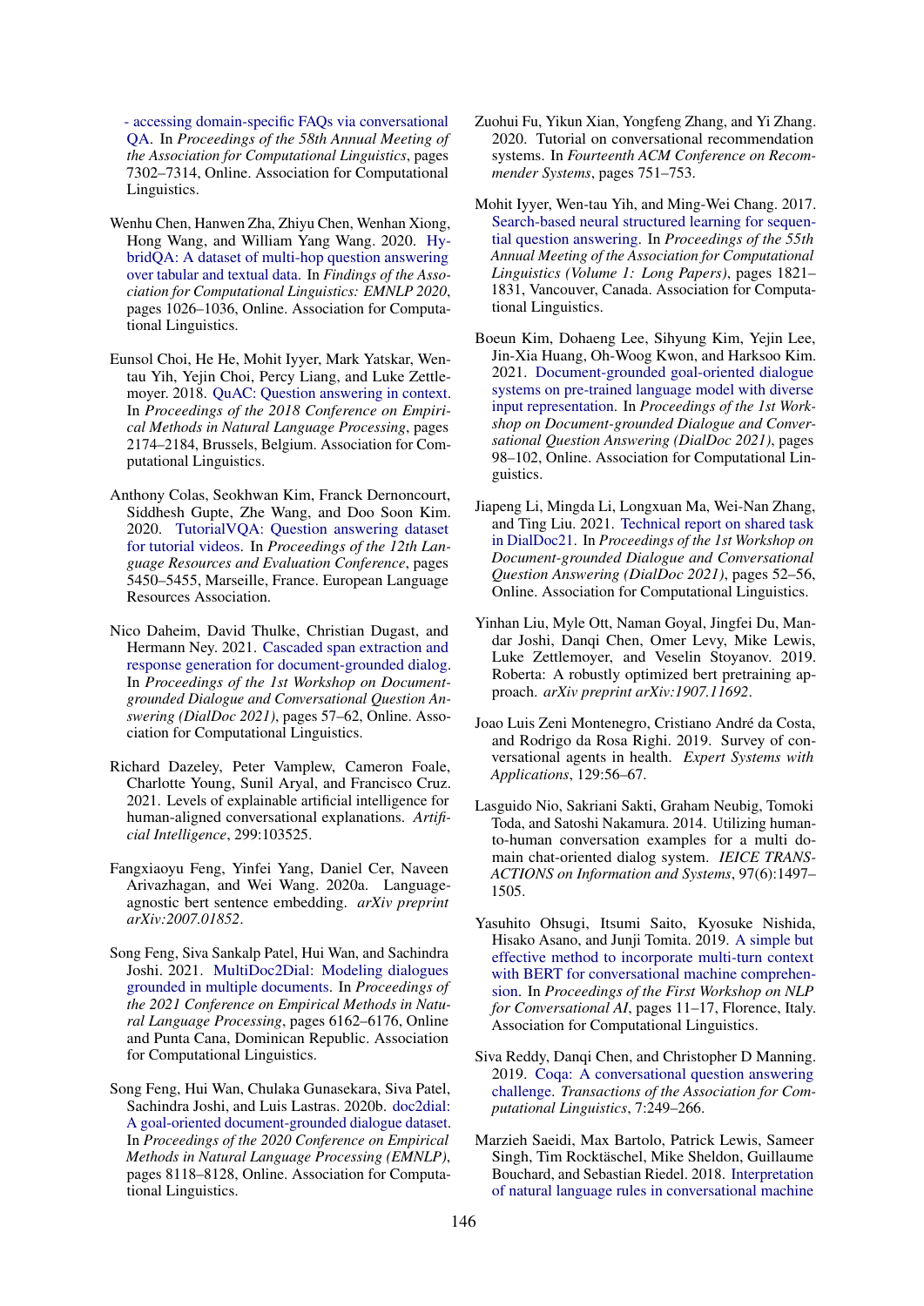- accessing domain-specific FAQs via conversational QA. In *Proceedings of the 58th Annual Meeting of the Association for Computational Linguistics*, pages 7302–7314, Online. Association for Computational Linguistics.

Wenhu Chen, Hanwen Zha, Zhiyu Chen, Wenhan Xiong, Hong Wang, and William Yang Wang. 2020. HybridQA: A dataset of multi-hop question answering over tabular and textual data. In *Findings of the Association for Computational Linguistics: EMNLP 2020*, pages 1026–1036, Online. Association for Computational Linguistics.

Eunsol Choi, He He, Mohit Iyyer, Mark Yatskar, Wentau Yih, Yejin Choi, Percy Liang, and Luke Zettlemoyer. 2018. QuAC: Question answering in context. In *Proceedings of the 2018 Conference on Empirical Methods in Natural Language Processing*, pages 2174–2184, Brussels, Belgium. Association for Computational Linguistics.

Anthony Colas, Seokhwan Kim, Franck Dernoncourt, Siddhesh Gupte, Zhe Wang, and Doo Soon Kim. 2020. TutorialVQA: Question answering dataset for tutorial videos. In *Proceedings of the 12th Language Resources and Evaluation Conference*, pages 5450–5455, Marseille, France. European Language Resources Association.

Nico Daheim, David Thulke, Christian Dugast, and Hermann Ney. 2021. Cascaded span extraction and response generation for document-grounded dialog. In *Proceedings of the 1st Workshop on Document-grounded Dialogue and Conversational Question Answering (DialDoc 2021)*, pages 57–62, Online. Association for Computational Linguistics.

Richard Dazeley, Peter Vamplew, Cameron Foale, Charlotte Young, Sunil Aryal, and Francisco Cruz. 2021. Levels of explainable artificial intelligence for human-aligned conversational explanations. *Artificial Intelligence*, 299:103525.

Fangxiaoyu Feng, Yinfei Yang, Daniel Cer, Naveen Arivazhagan, and Wei Wang. 2020a. Language-agnostic bert sentence embedding. *arXiv preprint arXiv:2007.01852*.

Song Feng, Siva Sankalp Patel, Hui Wan, and Sachindra Joshi. 2021. MultiDoc2Dial: Modeling dialogues grounded in multiple documents. In *Proceedings of the 2021 Conference on Empirical Methods in Natural Language Processing*, pages 6162–6176, Online and Punta Cana, Dominican Republic. Association for Computational Linguistics.

Song Feng, Hui Wan, Chulaka Gunasekara, Siva Patel, Sachindra Joshi, and Luis Lastras. 2020b. doc2dial: A goal-oriented document-grounded dialogue dataset. In *Proceedings of the 2020 Conference on Empirical Methods in Natural Language Processing (EMNLP)*, pages 8118–8128, Online. Association for Computational Linguistics.

Zuohui Fu, Yikun Xian, Yongfeng Zhang, and Yi Zhang. 2020. Tutorial on conversational recommendation systems. In *Fourteenth ACM Conference on Recommender Systems*, pages 751–753.

Mohit Iyyer, Wen-tau Yih, and Ming-Wei Chang. 2017. Search-based neural structured learning for sequential question answering. In *Proceedings of the 55th Annual Meeting of the Association for Computational Linguistics (Volume 1: Long Papers)*, pages 1821–1831, Vancouver, Canada. Association for Computational Linguistics.

Boeun Kim, Dohaeng Lee, Sihyung Kim, Yejin Lee, Jin-Xia Huang, Oh-Woog Kwon, and Harksoo Kim. 2021. Document-grounded goal-oriented dialogue systems on pre-trained language model with diverse input representation. In *Proceedings of the 1st Workshop on Document-grounded Dialogue and Conversational Question Answering (DialDoc 2021)*, pages 98–102, Online. Association for Computational Linguistics.

Jiapeng Li, Mingda Li, Longxuan Ma, Wei-Nan Zhang, and Ting Liu. 2021. Technical report on shared task in DialDoc21. In *Proceedings of the 1st Workshop on Document-grounded Dialogue and Conversational Question Answering (DialDoc 2021)*, pages 52–56, Online. Association for Computational Linguistics.

Yinhan Liu, Myle Ott, Naman Goyal, Jingfei Du, Mandar Joshi, Danqi Chen, Omer Levy, Mike Lewis, Luke Zettlemoyer, and Veselin Stoyanov. 2019. Roberta: A robustly optimized bert pretraining approach. *arXiv preprint arXiv:1907.11692*.

Joao Luis Zeni Montenegro, Cristiano André da Costa, and Rodrigo da Rosa Righi. 2019. Survey of conversational agents in health. *Expert Systems with Applications*, 129:56–67.

Lasguido Nio, Sakriani Sakti, Graham Neubig, Tomoki Toda, and Satoshi Nakamura. 2014. Utilizing human-to-human conversation examples for a multi domain chat-oriented dialog system. *IEICE TRANSACTIONS on Information and Systems*, 97(6):1497–1505.

Yasuhito Ohsugi, Itsumi Saito, Kyosuke Nishida, Hisako Asano, and Junji Tomita. 2019. A simple but effective method to incorporate multi-turn context with BERT for conversational machine comprehension. In *Proceedings of the First Workshop on NLP for Conversational AI*, pages 11–17, Florence, Italy. Association for Computational Linguistics.

Siva Reddy, Danqi Chen, and Christopher D Manning. 2019. Coqa: A conversational question answering challenge. *Transactions of the Association for Computational Linguistics*, 7:249–266.

Marzieh Saeidi, Max Bartolo, Patrick Lewis, Sameer Singh, Tim Rocktäschel, Mike Sheldon, Guillaume Bouchard, and Sebastian Riedel. 2018. Interpretation of natural language rules in conversational machine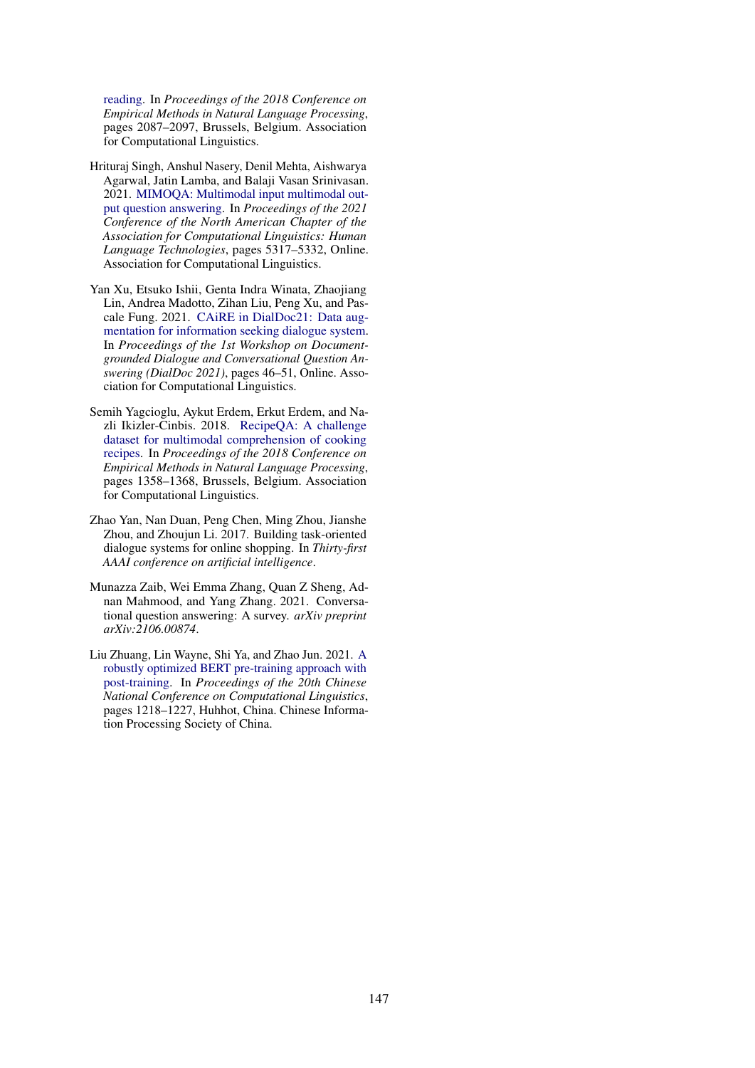reading. In *Proceedings of the 2018 Conference on Empirical Methods in Natural Language Processing*, pages 2087–2097, Brussels, Belgium. Association for Computational Linguistics.

Hrituraj Singh, Anshul Nasery, Denil Mehta, Aishwarya Agarwal, Jatin Lamba, and Balaji Vasan Srinivasan. 2021. MIMOQA: Multimodal input multimodal output question answering. In *Proceedings of the 2021 Conference of the North American Chapter of the Association for Computational Linguistics: Human Language Technologies*, pages 5317–5332, Online. Association for Computational Linguistics.

Yan Xu, Etsuko Ishii, Genta Indra Winata, Zhaojiang Lin, Andrea Madotto, Zihan Liu, Peng Xu, and Pascale Fung. 2021. CAiRE in DialDoc21: Data augmentation for information seeking dialogue system. In *Proceedings of the 1st Workshop on Document-grounded Dialogue and Conversational Question Answering (DialDoc 2021)*, pages 46–51, Online. Association for Computational Linguistics.

Semih Yagcioglu, Aykut Erdem, Erkut Erdem, and Nazli Ikizler-Cinbis. 2018. RecipeQA: A challenge dataset for multimodal comprehension of cooking recipes. In *Proceedings of the 2018 Conference on Empirical Methods in Natural Language Processing*, pages 1358–1368, Brussels, Belgium. Association for Computational Linguistics.

Zhao Yan, Nan Duan, Peng Chen, Ming Zhou, Jianshe Zhou, and Zhoujun Li. 2017. Building task-oriented dialogue systems for online shopping. In *Thirty-first AAAI conference on artificial intelligence*.

Munazza Zaib, Wei Emma Zhang, Quan Z Sheng, Adnan Mahmood, and Yang Zhang. 2021. Conversational question answering: A survey. *arXiv preprint arXiv:2106.00874*.

Liu Zhuang, Lin Wayne, Shi Ya, and Zhao Jun. 2021. A robustly optimized BERT pre-training approach with post-training. In *Proceedings of the 20th Chinese National Conference on Computational Linguistics*, pages 1218–1227, Huhhot, China. Chinese Information Processing Society of China.